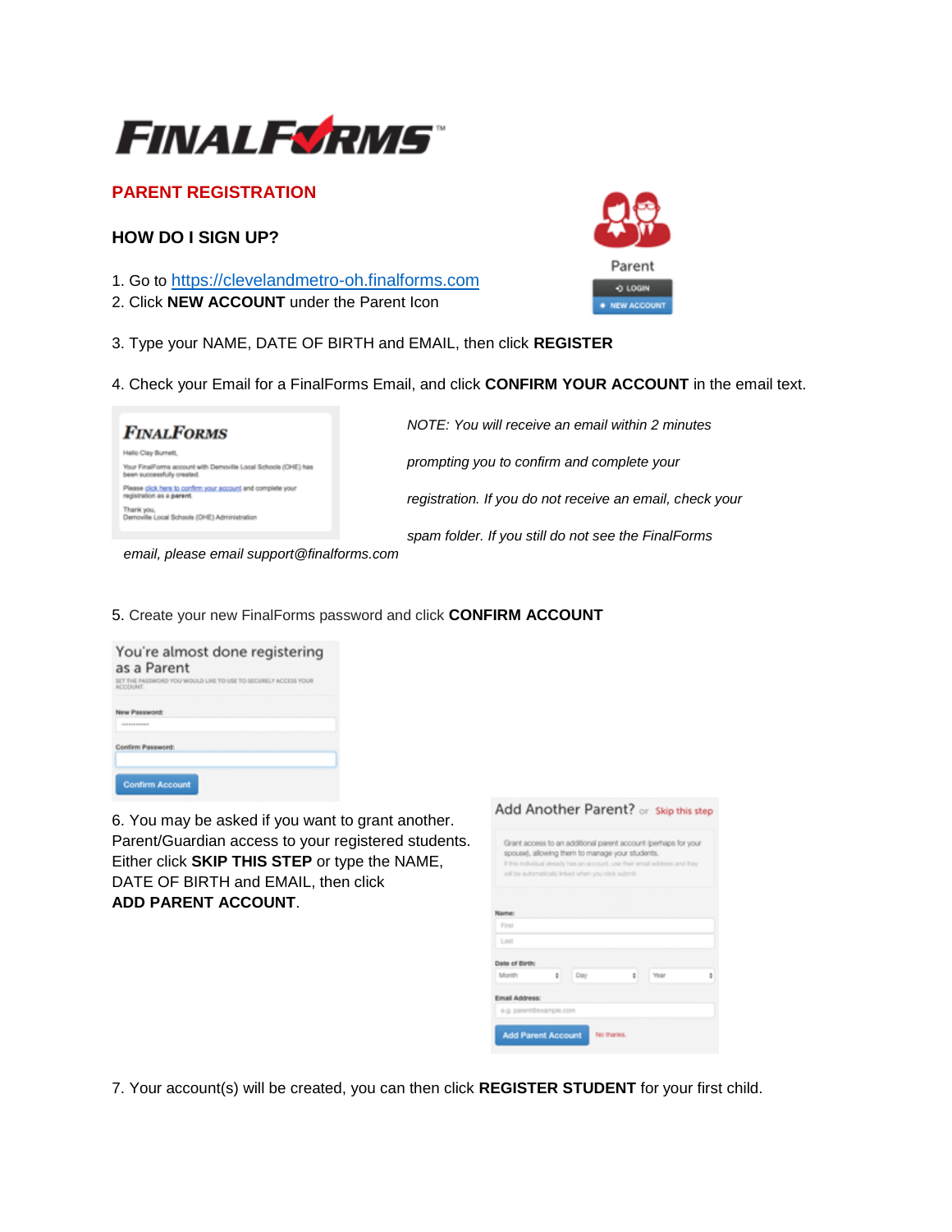# FINALFORMS™

## PARENT REGISTRATION

### HOW DO I SIGN UP?

1. Go to https://clevelandmetro-oh.finalforms.com
2. Click **NEW ACCOUNT** under the Parent Icon

3. Type your NAME, DATE OF BIRTH and EMAIL, then click **REGISTER**

4. Check your Email for a FinalForms Email, and click **CONFIRM YOUR ACCOUNT** in the email text.

*NOTE: You will receive an email within 2 minutes prompting you to confirm and complete your registration. If you do not receive an email, check your spam folder. If you still do not see the FinalForms email, please email support@finalforms.com*

5. Create your new FinalForms password and click **CONFIRM ACCOUNT**

6. You may be asked if you want to grant another. Parent/Guardian access to your registered students. Either click **SKIP THIS STEP** or type the NAME, DATE OF BIRTH and EMAIL, then click **ADD PARENT ACCOUNT**.

7. Your account(s) will be created, you can then click **REGISTER STUDENT** for your first child.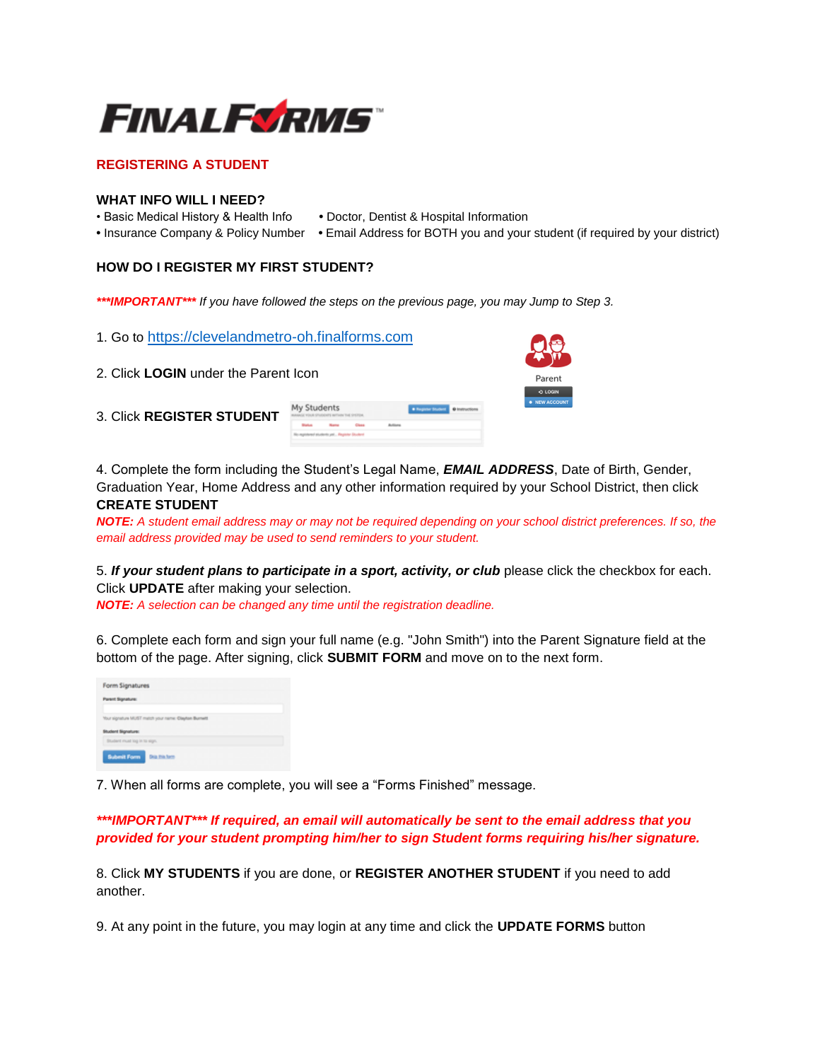# FINALFORMS™

## REGISTERING A STUDENT

### WHAT INFO WILL I NEED?

- Basic Medical History & Health Info
- Doctor, Dentist & Hospital Information
- Insurance Company & Policy Number
- Email Address for BOTH you and your student (if required by your district)

### HOW DO I REGISTER MY FIRST STUDENT?

***\*\*\*IMPORTANT\*\*\**** *If you have followed the steps on the previous page, you may Jump to Step 3.*

1. Go to https://clevelandmetro-oh.finalforms.com

2. Click **LOGIN** under the Parent Icon

3. Click **REGISTER STUDENT**

4. Complete the form including the Student's Legal Name, ***EMAIL ADDRESS***, Date of Birth, Gender, Graduation Year, Home Address and any other information required by your School District, then click **CREATE STUDENT**
***NOTE:*** *A student email address may or may not be required depending on your school district preferences. If so, the email address provided may be used to send reminders to your student.*

5. ***If your student plans to participate in a sport, activity, or club*** please click the checkbox for each. Click **UPDATE** after making your selection.
***NOTE:*** *A selection can be changed any time until the registration deadline.*

6. Complete each form and sign your full name (e.g. "John Smith") into the Parent Signature field at the bottom of the page. After signing, click **SUBMIT FORM** and move on to the next form.

7. When all forms are complete, you will see a "Forms Finished" message.

***\*\*\*IMPORTANT\*\*\* If required, an email will automatically be sent to the email address that you provided for your student prompting him/her to sign Student forms requiring his/her signature.***

8. Click **MY STUDENTS** if you are done, or **REGISTER ANOTHER STUDENT** if you need to add another.

9. At any point in the future, you may login at any time and click the **UPDATE FORMS** button